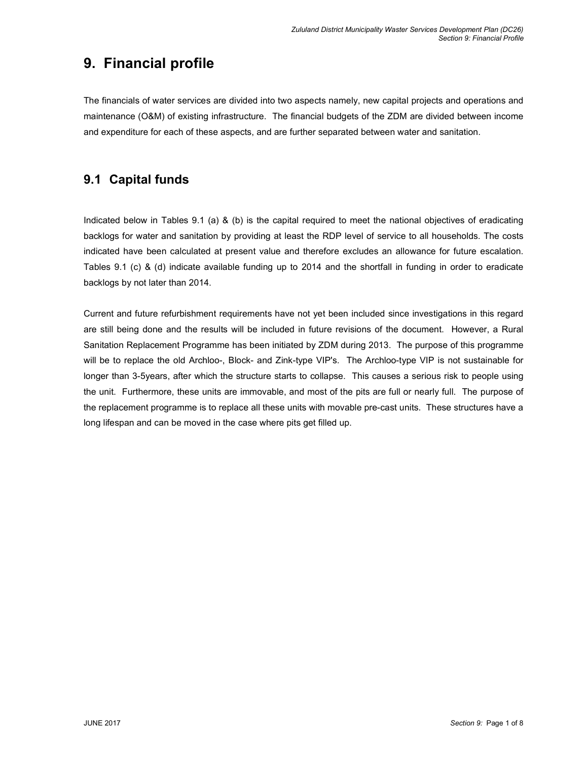# 9. Financial profile

The financials of water services are divided into two aspects namely, new capital projects and operations and maintenance (O&M) of existing infrastructure. The financial budgets of the ZDM are divided between income and expenditure for each of these aspects, and are further separated between water and sanitation.

## 9.1 Capital funds

Indicated below in Tables 9.1 (a) & (b) is the capital required to meet the national objectives of eradicating backlogs for water and sanitation by providing at least the RDP level of service to all households. The costs indicated have been calculated at present value and therefore excludes an allowance for future escalation. Tables 9.1 (c) & (d) indicate available funding up to 2014 and the shortfall in funding in order to eradicate backlogs by not later than 2014.

Current and future refurbishment requirements have not yet been included since investigations in this regard are still being done and the results will be included in future revisions of the document. However, a Rural Sanitation Replacement Programme has been initiated by ZDM during 2013. The purpose of this programme will be to replace the old Archloo-, Block- and Zink-type VIP's. The Archloo-type VIP is not sustainable for longer than 3-5years, after which the structure starts to collapse. This causes a serious risk to people using the unit. Furthermore, these units are immovable, and most of the pits are full or nearly full. The purpose of the replacement programme is to replace all these units with movable pre-cast units. These structures have a long lifespan and can be moved in the case where pits get filled up.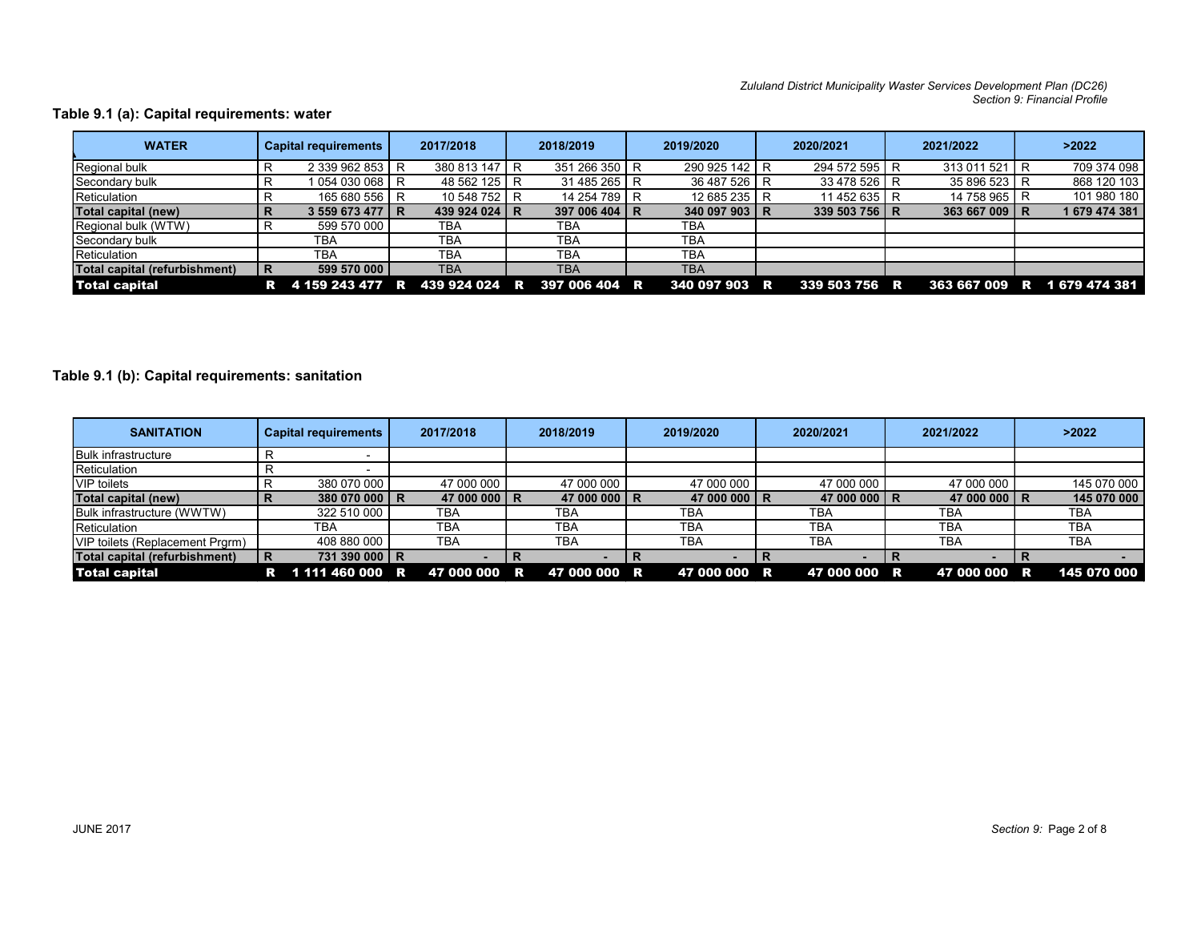## Table 9.1 (a): Capital requirements: water

| WATER | Capital requirements | 2017/2018 | 2018/2019 | 2019/2020 | 2020/2021 | 2021/2022 | >2022 |
|---|---|---|---|---|---|---|---|
| Regional bulk | R 2 339 962 853 | R 380 813 147 | R 351 266 350 | R 290 925 142 | R 294 572 595 | R 313 011 521 | R 709 374 098 |
| Secondary bulk | R 1 054 030 068 | R 48 562 125 | R 31 485 265 | R 36 487 526 | R 33 478 526 | R 35 896 523 | R 868 120 103 |
| Reticulation | R 165 680 556 | R 10 548 752 | R 14 254 789 | R 12 685 235 | R 11 452 635 | R 14 758 965 | R 101 980 180 |
| **Total capital (new)** | **R 3 559 673 477** | **R 439 924 024** | **R 397 006 404** | **R 340 097 903** | **R 339 503 756** | **R 363 667 009** | **R 1 679 474 381** |
| Regional bulk (WTW) | R 599 570 000 | TBA | TBA | TBA | | | |
| Secondary bulk | TBA | TBA | TBA | TBA | | | |
| Reticulation | TBA | TBA | TBA | TBA | | | |
| **Total capital (refurbishment)** | **R 599 570 000** | TBA | TBA | TBA | | | |
| **Total capital** | **R 4 159 243 477** | **R 439 924 024** | **R 397 006 404** | **R 340 097 903** | **R 339 503 756** | **R 363 667 009** | **R 1 679 474 381** |

## Table 9.1 (b): Capital requirements: sanitation

| SANITATION | Capital requirements | 2017/2018 | 2018/2019 | 2019/2020 | 2020/2021 | 2021/2022 | >2022 |
|---|---|---|---|---|---|---|---|
| Bulk infrastructure | R - | | | | | | |
| Reticulation | R - | | | | | | |
| VIP toilets | R 380 070 000 | 47 000 000 | 47 000 000 | 47 000 000 | 47 000 000 | 47 000 000 | 145 070 000 |
| **Total capital (new)** | **R 380 070 000** | **R 47 000 000** | **R 47 000 000** | **R 47 000 000** | **R 47 000 000** | **R 47 000 000** | **R 145 070 000** |
| Bulk infrastructure (WWTW) | 322 510 000 | TBA | TBA | TBA | TBA | TBA | TBA |
| Reticulation | TBA | TBA | TBA | TBA | TBA | TBA | TBA |
| VIP toilets (Replacement Prgrm) | 408 880 000 | TBA | TBA | TBA | TBA | TBA | TBA |
| **Total capital (refurbishment)** | **R 731 390 000** | **R -** | **R -** | **R -** | **R -** | **R -** | **R -** |
| **Total capital** | **R 1 111 460 000** | **R 47 000 000** | **R 47 000 000** | **R 47 000 000** | **R 47 000 000** | **R 47 000 000** | **R 145 070 000** |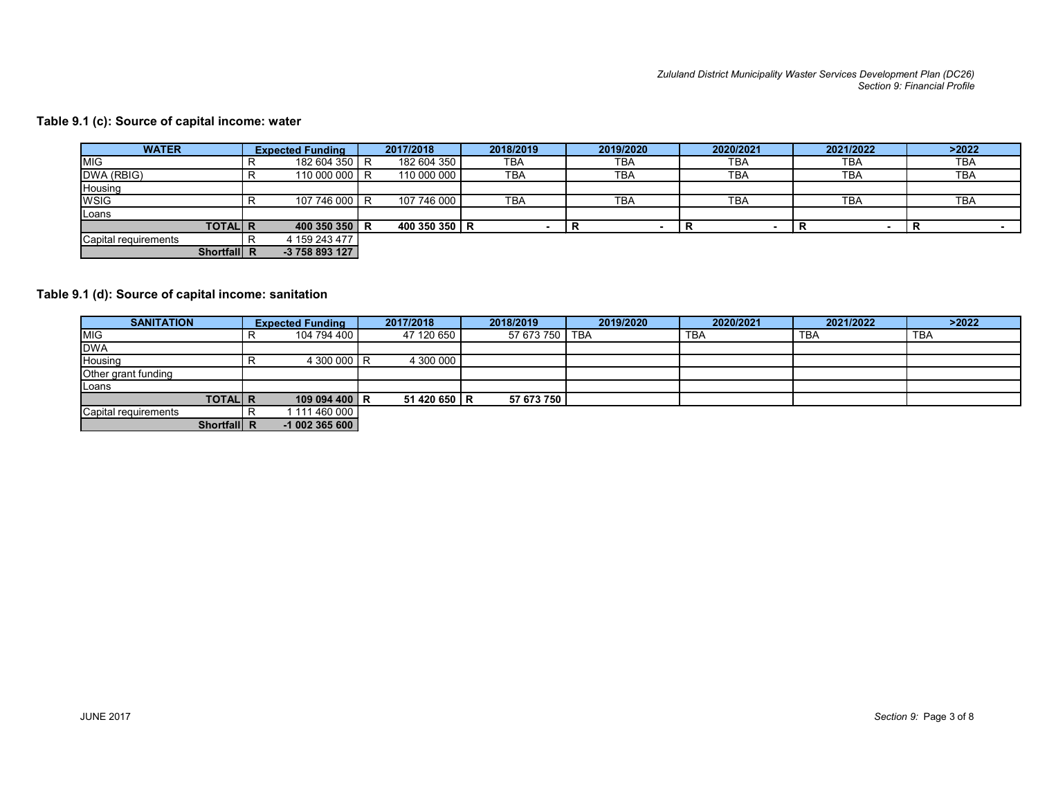**Table 9.1 (c): Source of capital income: water**

| WATER | Expected Funding | 2017/2018 | 2018/2019 | 2019/2020 | 2020/2021 | 2021/2022 | >2022 |
|---|---|---|---|---|---|---|---|
| MIG | R 182 604 350 | R 182 604 350 | TBA | TBA | TBA | TBA | TBA |
| DWA (RBIG) | R 110 000 000 | R 110 000 000 | TBA | TBA | TBA | TBA | TBA |
| Housing | | | | | | | |
| WSIG | R 107 746 000 | R 107 746 000 | TBA | TBA | TBA | TBA | TBA |
| Loans | | | | | | | |
| **TOTAL** | **R 400 350 350** | **R 400 350 350** | **R -** | **R -** | **R -** | **R -** | **R -** |
| Capital requirements | R 4 159 243 477 | | | | | | |
| **Shortfall** | **R -3 758 893 127** | | | | | | |

**Table 9.1 (d): Source of capital income: sanitation**

| SANITATION | Expected Funding | 2017/2018 | 2018/2019 | 2019/2020 | 2020/2021 | 2021/2022 | >2022 |
|---|---|---|---|---|---|---|---|
| MIG | R 104 794 400 | 47 120 650 | 57 673 750 | TBA | TBA | TBA | TBA |
| DWA | | | | | | | |
| Housing | R 4 300 000 | R 4 300 000 | | | | | |
| Other grant funding | | | | | | | |
| Loans | | | | | | | |
| **TOTAL** | **R 109 094 400** | **R 51 420 650** | **R 57 673 750** | | | | |
| Capital requirements | R 1 111 460 000 | | | | | | |
| **Shortfall** | **R -1 002 365 600** | | | | | | |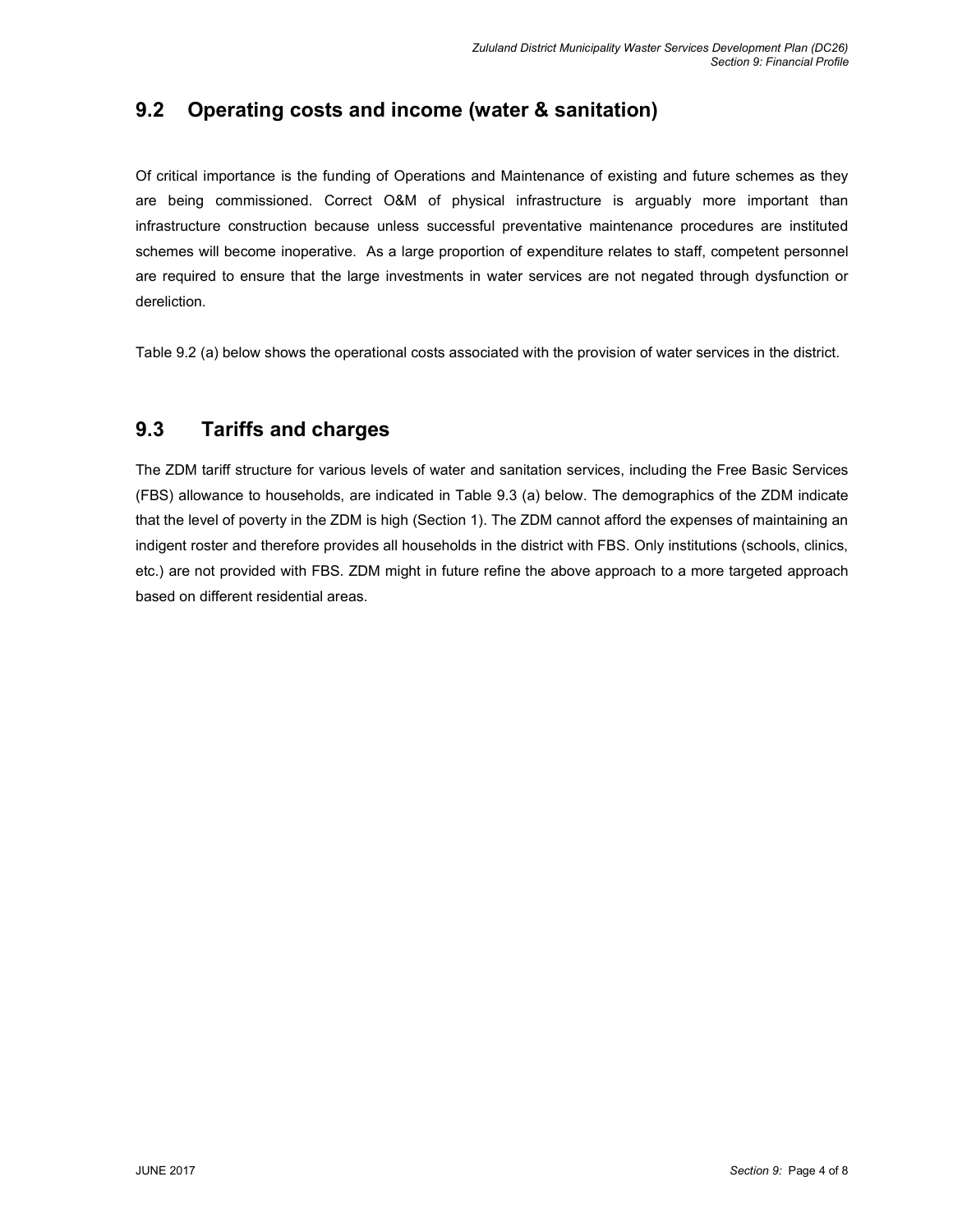## 9.2 Operating costs and income (water & sanitation)

Of critical importance is the funding of Operations and Maintenance of existing and future schemes as they are being commissioned. Correct O&M of physical infrastructure is arguably more important than infrastructure construction because unless successful preventative maintenance procedures are instituted schemes will become inoperative. As a large proportion of expenditure relates to staff, competent personnel are required to ensure that the large investments in water services are not negated through dysfunction or dereliction.

Table 9.2 (a) below shows the operational costs associated with the provision of water services in the district.

## 9.3 Tariffs and charges

The ZDM tariff structure for various levels of water and sanitation services, including the Free Basic Services (FBS) allowance to households, are indicated in Table 9.3 (a) below. The demographics of the ZDM indicate that the level of poverty in the ZDM is high (Section 1). The ZDM cannot afford the expenses of maintaining an indigent roster and therefore provides all households in the district with FBS. Only institutions (schools, clinics, etc.) are not provided with FBS. ZDM might in future refine the above approach to a more targeted approach based on different residential areas.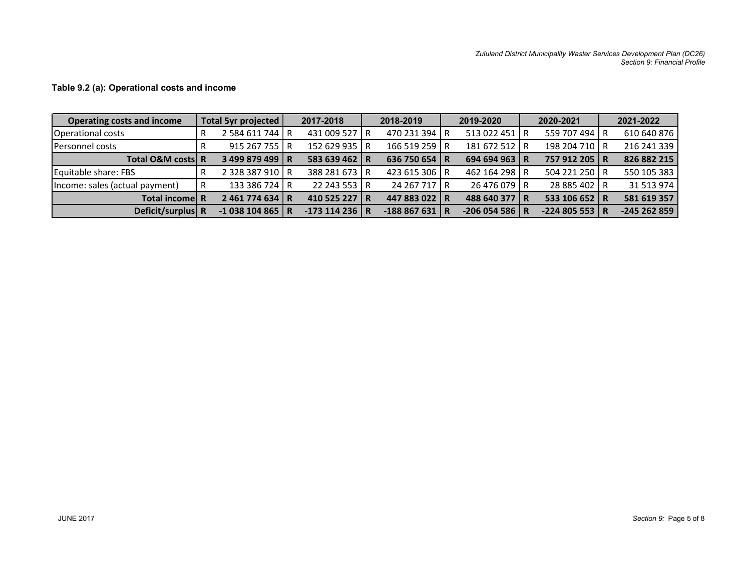**Table 9.2 (a): Operational costs and income**

| Operating costs and income | Total 5yr projected | 2017-2018 | 2018-2019 | 2019-2020 | 2020-2021 | 2021-2022 |
|---|---|---|---|---|---|---|
| Operational costs | R 2 584 611 744 | R 431 009 527 | R 470 231 394 | R 513 022 451 | R 559 707 494 | R 610 640 876 |
| Personnel costs | R 915 267 755 | R 152 629 935 | R 166 519 259 | R 181 672 512 | R 198 204 710 | R 216 241 339 |
| **Total O&M costs** | **R 3 499 879 499** | **R 583 639 462** | **R 636 750 654** | **R 694 694 963** | **R 757 912 205** | **R 826 882 215** |
| Equitable share: FBS | R 2 328 387 910 | R 388 281 673 | R 423 615 306 | R 462 164 298 | R 504 221 250 | R 550 105 383 |
| Income: sales (actual payment) | R 133 386 724 | R 22 243 553 | R 24 267 717 | R 26 476 079 | R 28 885 402 | R 31 513 974 |
| **Total income** | **R 2 461 774 634** | **R 410 525 227** | **R 447 883 022** | **R 488 640 377** | **R 533 106 652** | **R 581 619 357** |
| **Deficit/surplus** | **R -1 038 104 865** | **R -173 114 236** | **R -188 867 631** | **R -206 054 586** | **R -224 805 553** | **R -245 262 859** |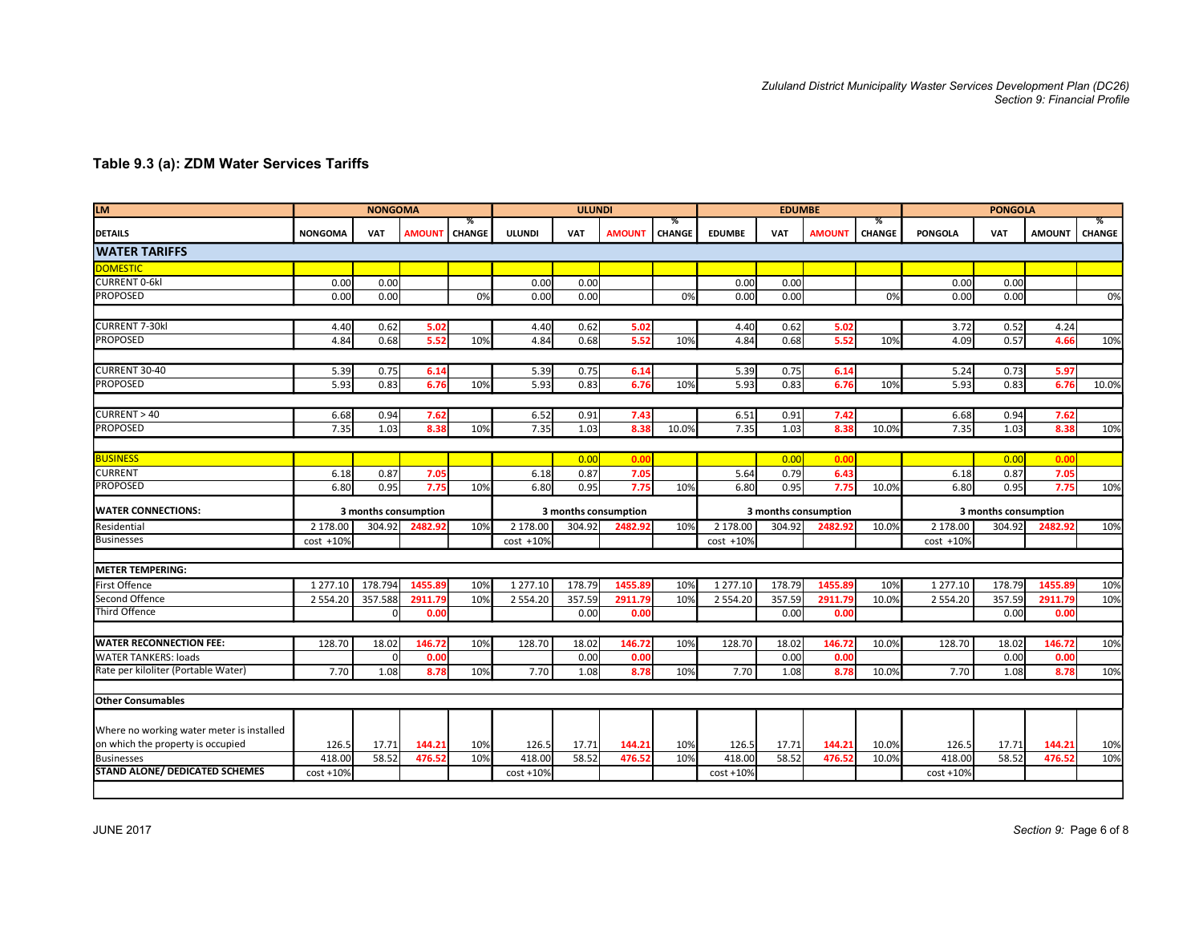## Table 9.3 (a): ZDM Water Services Tariffs

| LM | NONGOMA | | | | ULUNDI | | | | EDUMBE | | | | PONGOLA | | | |
|---|---|---|---|---|---|---|---|---|---|---|---|---|---|---|---|---|
| DETAILS | NONGOMA | VAT | AMOUNT | % CHANGE | ULUNDI | VAT | AMOUNT | % CHANGE | EDUMBE | VAT | AMOUNT | % CHANGE | PONGOLA | VAT | AMOUNT | % CHANGE |
| **WATER TARIFFS** | | | | | | | | | | | | | | | | |
| DOMESTIC | | | | | | | | | | | | | | | | |
| CURRENT 0-6kl | 0.00 | 0.00 | | | 0.00 | 0.00 | | | 0.00 | 0.00 | | | 0.00 | 0.00 | | |
| PROPOSED | 0.00 | 0.00 | | 0% | 0.00 | 0.00 | | 0% | 0.00 | 0.00 | | 0% | 0.00 | 0.00 | | 0% |
| | | | | | | | | | | | | | | | | |
| CURRENT 7-30kl | 4.40 | 0.62 | 5.02 | | 4.40 | 0.62 | 5.02 | | 4.40 | 0.62 | 5.02 | | 3.72 | 0.52 | 4.24 | |
| PROPOSED | 4.84 | 0.68 | 5.52 | 10% | 4.84 | 0.68 | 5.52 | 10% | 4.84 | 0.68 | 5.52 | 10% | 4.09 | 0.57 | 4.66 | 10% |
| | | | | | | | | | | | | | | | | |
| CURRENT 30-40 | 5.39 | 0.75 | 6.14 | | 5.39 | 0.75 | 6.14 | | 5.39 | 0.75 | 6.14 | | 5.24 | 0.73 | 5.97 | |
| PROPOSED | 5.93 | 0.83 | 6.76 | 10% | 5.93 | 0.83 | 6.76 | 10% | 5.93 | 0.83 | 6.76 | 10% | 5.93 | 0.83 | 6.76 | 10.0% |
| | | | | | | | | | | | | | | | | |
| CURRENT > 40 | 6.68 | 0.94 | 7.62 | | 6.52 | 0.91 | 7.43 | | 6.51 | 0.91 | 7.42 | | 6.68 | 0.94 | 7.62 | |
| PROPOSED | 7.35 | 1.03 | 8.38 | 10% | 7.35 | 1.03 | 8.38 | 10.0% | 7.35 | 1.03 | 8.38 | 10.0% | 7.35 | 1.03 | 8.38 | 10% |
| | | | | | | | | | | | | | | | | |
| BUSINESS | | | | | | 0.00 | 0.00 | | | 0.00 | 0.00 | | | 0.00 | 0.00 | |
| CURRENT | 6.18 | 0.87 | 7.05 | | 6.18 | 0.87 | 7.05 | | 5.64 | 0.79 | 6.43 | | 6.18 | 0.87 | 7.05 | |
| PROPOSED | 6.80 | 0.95 | 7.75 | 10% | 6.80 | 0.95 | 7.75 | 10% | 6.80 | 0.95 | 7.75 | 10.0% | 6.80 | 0.95 | 7.75 | 10% |
| **WATER CONNECTIONS:** | 3 months consumption | | | | 3 months consumption | | | | 3 months consumption | | | | 3 months consumption | | | |
| Residential | 2 178.00 | 304.92 | 2482.92 | 10% | 2 178.00 | 304.92 | 2482.92 | 10% | 2 178.00 | 304.92 | 2482.92 | 10.0% | 2 178.00 | 304.92 | 2482.92 | 10% |
| Businesses | cost +10% | | | | cost +10% | | | | cost +10% | | | | cost +10% | | | |
| | | | | | | | | | | | | | | | | |
| **METER TEMPERING:** | | | | | | | | | | | | | | | | |
| First Offence | 1 277.10 | 178.794 | 1455.89 | 10% | 1 277.10 | 178.79 | 1455.89 | 10% | 1 277.10 | 178.79 | 1455.89 | 10% | 1 277.10 | 178.79 | 1455.89 | 10% |
| Second Offence | 2 554.20 | 357.588 | 2911.79 | 10% | 2 554.20 | 357.59 | 2911.79 | 10% | 2 554.20 | 357.59 | 2911.79 | 10.0% | 2 554.20 | 357.59 | 2911.79 | 10% |
| Third Offence | | 0 | 0.00 | | | 0.00 | 0.00 | | | 0.00 | 0.00 | | | 0.00 | 0.00 | |
| | | | | | | | | | | | | | | | | |
| **WATER RECONNECTION FEE:** | 128.70 | 18.02 | 146.72 | 10% | 128.70 | 18.02 | 146.72 | 10% | 128.70 | 18.02 | 146.72 | 10.0% | 128.70 | 18.02 | 146.72 | 10% |
| WATER TANKERS: loads | | 0 | 0.00 | | | 0.00 | 0.00 | | | 0.00 | 0.00 | | | 0.00 | 0.00 | |
| Rate per kiloliter (Portable Water) | 7.70 | 1.08 | 8.78 | 10% | 7.70 | 1.08 | 8.78 | 10% | 7.70 | 1.08 | 8.78 | 10.0% | 7.70 | 1.08 | 8.78 | 10% |
| | | | | | | | | | | | | | | | | |
| **Other Consumables** | | | | | | | | | | | | | | | | |
| Where no working water meter is installed on which the property is occupied | 126.5 | 17.71 | 144.21 | 10% | 126.5 | 17.71 | 144.21 | 10% | 126.5 | 17.71 | 144.21 | 10.0% | 126.5 | 17.71 | 144.21 | 10% |
| Businesses | 418.00 | 58.52 | 476.52 | 10% | 418.00 | 58.52 | 476.52 | 10% | 418.00 | 58.52 | 476.52 | 10.0% | 418.00 | 58.52 | 476.52 | 10% |
| **STAND ALONE/ DEDICATED SCHEMES** | cost +10% | | | | cost +10% | | | | cost +10% | | | | cost +10% | | | |

JUNE 2017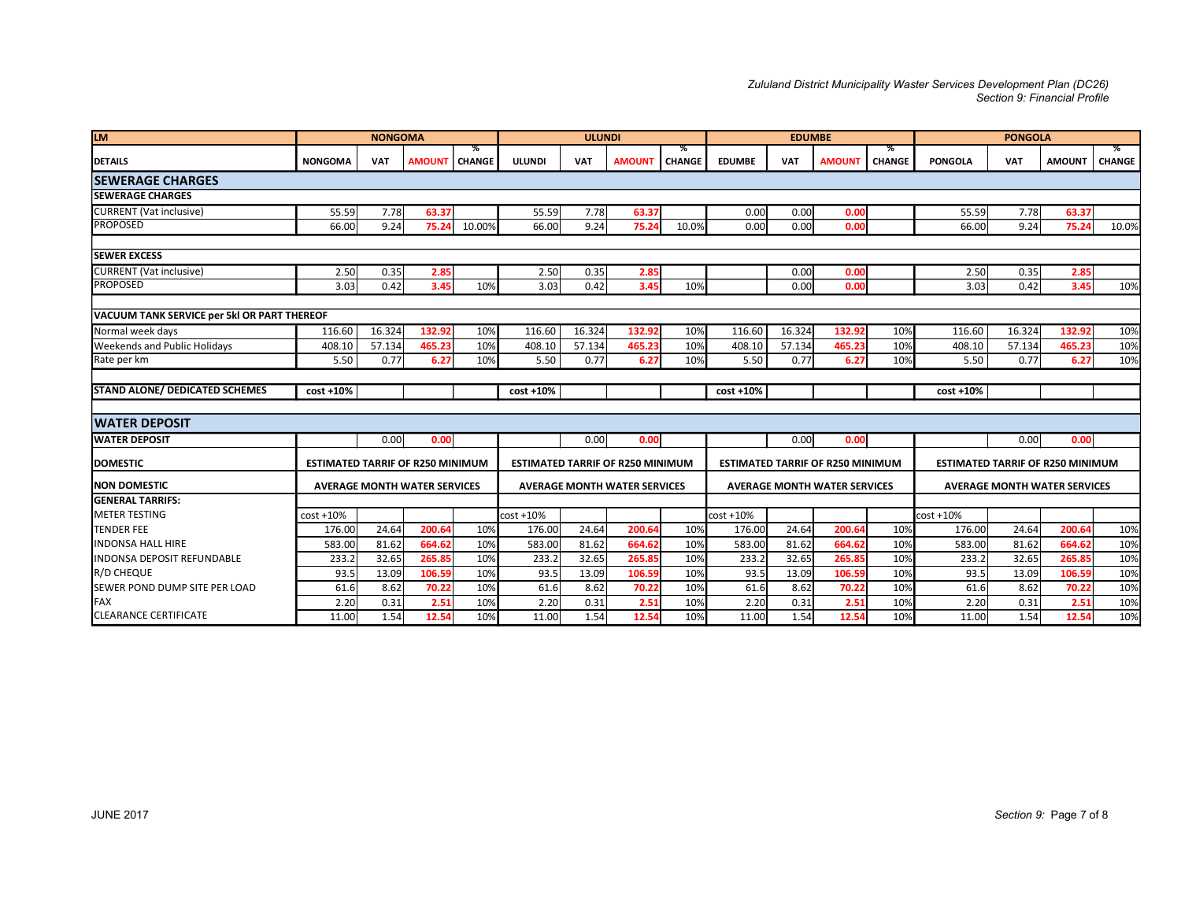| LM | NONGOMA | | | | ULUNDI | | | | EDUMBE | | | | PONGOLA | | | |
|---|---|---|---|---|---|---|---|---|---|---|---|---|---|---|---|---|
| DETAILS | NONGOMA | VAT | AMOUNT | % CHANGE | ULUNDI | VAT | AMOUNT | % CHANGE | EDUMBE | VAT | AMOUNT | % CHANGE | PONGOLA | VAT | AMOUNT | % CHANGE |
| **SEWERAGE CHARGES** | | | | | | | | | | | | | | | | |
| **SEWERAGE CHARGES** | | | | | | | | | | | | | | | | |
| CURRENT (Vat inclusive) | 55.59 | 7.78 | 63.37 | | 55.59 | 7.78 | 63.37 | | 0.00 | 0.00 | 0.00 | | 55.59 | 7.78 | 63.37 | |
| PROPOSED | 66.00 | 9.24 | 75.24 | 10.00% | 66.00 | 9.24 | 75.24 | 10.0% | 0.00 | 0.00 | 0.00 | | 66.00 | 9.24 | 75.24 | 10.0% |
| **SEWER EXCESS** | | | | | | | | | | | | | | | | |
| CURRENT (Vat inclusive) | 2.50 | 0.35 | 2.85 | | 2.50 | 0.35 | 2.85 | | | 0.00 | 0.00 | | 2.50 | 0.35 | 2.85 | |
| PROPOSED | 3.03 | 0.42 | 3.45 | 10% | 3.03 | 0.42 | 3.45 | 10% | | 0.00 | 0.00 | | 3.03 | 0.42 | 3.45 | 10% |
| **VACUUM TANK SERVICE per 5kl OR PART THEREOF** | | | | | | | | | | | | | | | | |
| Normal week days | 116.60 | 16.324 | 132.92 | 10% | 116.60 | 16.324 | 132.92 | 10% | 116.60 | 16.324 | 132.92 | 10% | 116.60 | 16.324 | 132.92 | 10% |
| Weekends and Public Holidays | 408.10 | 57.134 | 465.23 | 10% | 408.10 | 57.134 | 465.23 | 10% | 408.10 | 57.134 | 465.23 | 10% | 408.10 | 57.134 | 465.23 | 10% |
| Rate per km | 5.50 | 0.77 | 6.27 | 10% | 5.50 | 0.77 | 6.27 | 10% | 5.50 | 0.77 | 6.27 | 10% | 5.50 | 0.77 | 6.27 | 10% |
| **STAND ALONE/ DEDICATED SCHEMES** | cost +10% | | | | cost +10% | | | | cost +10% | | | | cost +10% | | | |
| **WATER DEPOSIT** | | | | | | | | | | | | | | | | |
| **WATER DEPOSIT** | | 0.00 | 0.00 | | | 0.00 | 0.00 | | | 0.00 | 0.00 | | | 0.00 | 0.00 | |
| **DOMESTIC** | ESTIMATED TARRIF OF R250 MINIMUM | | | | ESTIMATED TARRIF OF R250 MINIMUM | | | | ESTIMATED TARRIF OF R250 MINIMUM | | | | ESTIMATED TARRIF OF R250 MINIMUM | | | |
| **NON DOMESTIC** | AVERAGE MONTH WATER SERVICES | | | | AVERAGE MONTH WATER SERVICES | | | | AVERAGE MONTH WATER SERVICES | | | | AVERAGE MONTH WATER SERVICES | | | |
| **GENERAL TARRIFS:** | | | | | | | | | | | | | | | | |
| METER TESTING | cost +10% | | | | cost +10% | | | | cost +10% | | | | cost +10% | | | |
| TENDER FEE | 176.00 | 24.64 | 200.64 | 10% | 176.00 | 24.64 | 200.64 | 10% | 176.00 | 24.64 | 200.64 | 10% | 176.00 | 24.64 | 200.64 | 10% |
| INDONSA HALL HIRE | 583.00 | 81.62 | 664.62 | 10% | 583.00 | 81.62 | 664.62 | 10% | 583.00 | 81.62 | 664.62 | 10% | 583.00 | 81.62 | 664.62 | 10% |
| INDONSA DEPOSIT REFUNDABLE | 233.2 | 32.65 | 265.85 | 10% | 233.2 | 32.65 | 265.85 | 10% | 233.2 | 32.65 | 265.85 | 10% | 233.2 | 32.65 | 265.85 | 10% |
| R/D CHEQUE | 93.5 | 13.09 | 106.59 | 10% | 93.5 | 13.09 | 106.59 | 10% | 93.5 | 13.09 | 106.59 | 10% | 93.5 | 13.09 | 106.59 | 10% |
| SEWER POND DUMP SITE PER LOAD | 61.6 | 8.62 | 70.22 | 10% | 61.6 | 8.62 | 70.22 | 10% | 61.6 | 8.62 | 70.22 | 10% | 61.6 | 8.62 | 70.22 | 10% |
| FAX | 2.20 | 0.31 | 2.51 | 10% | 2.20 | 0.31 | 2.51 | 10% | 2.20 | 0.31 | 2.51 | 10% | 2.20 | 0.31 | 2.51 | 10% |
| CLEARANCE CERTIFICATE | 11.00 | 1.54 | 12.54 | 10% | 11.00 | 1.54 | 12.54 | 10% | 11.00 | 1.54 | 12.54 | 10% | 11.00 | 1.54 | 12.54 | 10% |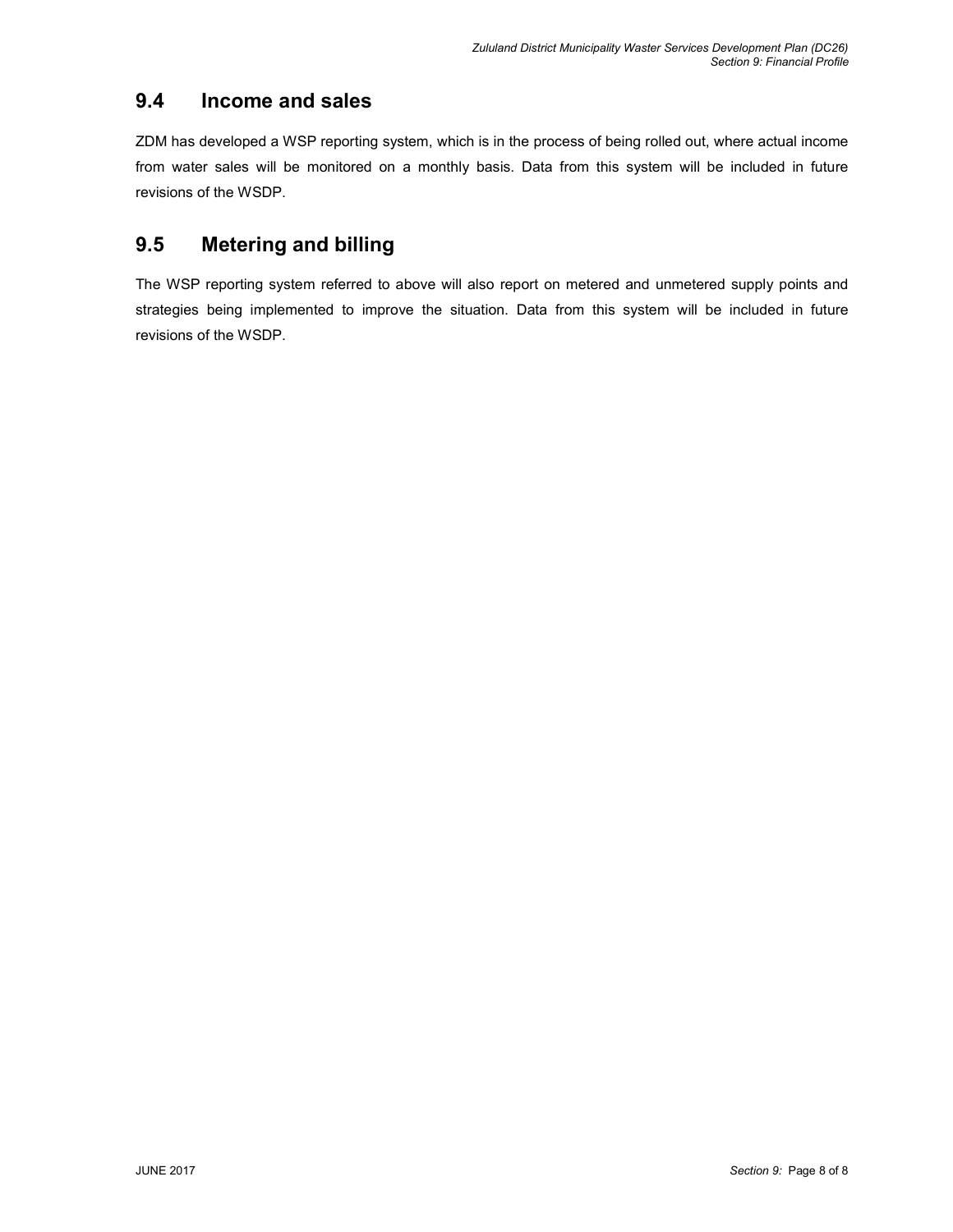## 9.4 Income and sales

ZDM has developed a WSP reporting system, which is in the process of being rolled out, where actual income from water sales will be monitored on a monthly basis. Data from this system will be included in future revisions of the WSDP.

## 9.5 Metering and billing

The WSP reporting system referred to above will also report on metered and unmetered supply points and strategies being implemented to improve the situation. Data from this system will be included in future revisions of the WSDP.